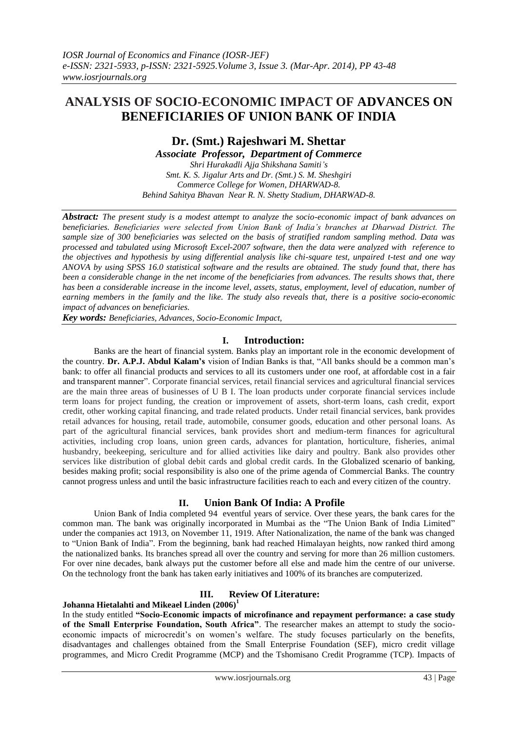# ANALYSIS OF SOCIO-ECONOMIC IMPACT OF ADVANCES ON BENEFICIARIES OF UNION BANK OF INDIA

## Dr. (Smt.) Rajeshwari M. Shettar

***Associate Professor, Department of Commerce***

*Shri Hurakadli Ajja Shikshana Samiti's*
*Smt. K. S. Jigalur Arts and Dr. (Smt.) S. M. Sheshgiri*
*Commerce College for Women, DHARWAD-8.*
*Behind Sahitya Bhavan Near R. N. Shetty Stadium, DHARWAD-8.*

***Abstract:*** *The present study is a modest attempt to analyze the socio-economic impact of bank advances on beneficiaries. Beneficiaries were selected from Union Bank of India's branches at Dharwad District. The sample size of 300 beneficiaries was selected on the basis of stratified random sampling method. Data was processed and tabulated using Microsoft Excel-2007 software, then the data were analyzed with reference to the objectives and hypothesis by using differential analysis like chi-square test, unpaired t-test and one way ANOVA by using SPSS 16.0 statistical software and the results are obtained. The study found that, there has been a considerable change in the net income of the beneficiaries from advances. The results shows that, there has been a considerable increase in the income level, assets, status, employment, level of education, number of earning members in the family and the like. The study also reveals that, there is a positive socio-economic impact of advances on beneficiaries.*

***Key words:*** *Beneficiaries, Advances, Socio-Economic Impact,*

## I. Introduction:

Banks are the heart of financial system. Banks play an important role in the economic development of the country. **Dr. A.P.J. Abdul Kalam's** vision of Indian Banks is that, "All banks should be a common man's bank: to offer all financial products and services to all its customers under one roof, at affordable cost in a fair and transparent manner". Corporate financial services, retail financial services and agricultural financial services are the main three areas of businesses of U B I. The loan products under corporate financial services include term loans for project funding, the creation or improvement of assets, short-term loans, cash credit, export credit, other working capital financing, and trade related products. Under retail financial services, bank provides retail advances for housing, retail trade, automobile, consumer goods, education and other personal loans. As part of the agricultural financial services, bank provides short and medium-term finances for agricultural activities, including crop loans, union green cards, advances for plantation, horticulture, fisheries, animal husbandry, beekeeping, sericulture and for allied activities like dairy and poultry. Bank also provides other services like distribution of global debit cards and global credit cards. In the Globalized scenario of banking, besides making profit; social responsibility is also one of the prime agenda of Commercial Banks. The country cannot progress unless and until the basic infrastructure facilities reach to each and every citizen of the country.

## II. Union Bank Of India: A Profile

Union Bank of India completed 94 eventful years of service. Over these years, the bank cares for the common man. The bank was originally incorporated in Mumbai as the "The Union Bank of India Limited" under the companies act 1913, on November 11, 1919. After Nationalization, the name of the bank was changed to "Union Bank of India". From the beginning, bank had reached Himalayan heights, now ranked third among the nationalized banks. Its branches spread all over the country and serving for more than 26 million customers. For over nine decades, bank always put the customer before all else and made him the centre of our universe. On the technology front the bank has taken early initiatives and 100% of its branches are computerized.

## III. Review Of Literature:

**Johanna Hietalahti and Mikeael Linden (2006)[1]**

In the study entitled **"Socio-Economic impacts of microfinance and repayment performance: a case study of the Small Enterprise Foundation, South Africa"**. The researcher makes an attempt to study the socio-economic impacts of microcredit's on women's welfare. The study focuses particularly on the benefits, disadvantages and challenges obtained from the Small Enterprise Foundation (SEF), micro credit village programmes, and Micro Credit Programme (MCP) and the Tshomisano Credit Programme (TCP). Impacts of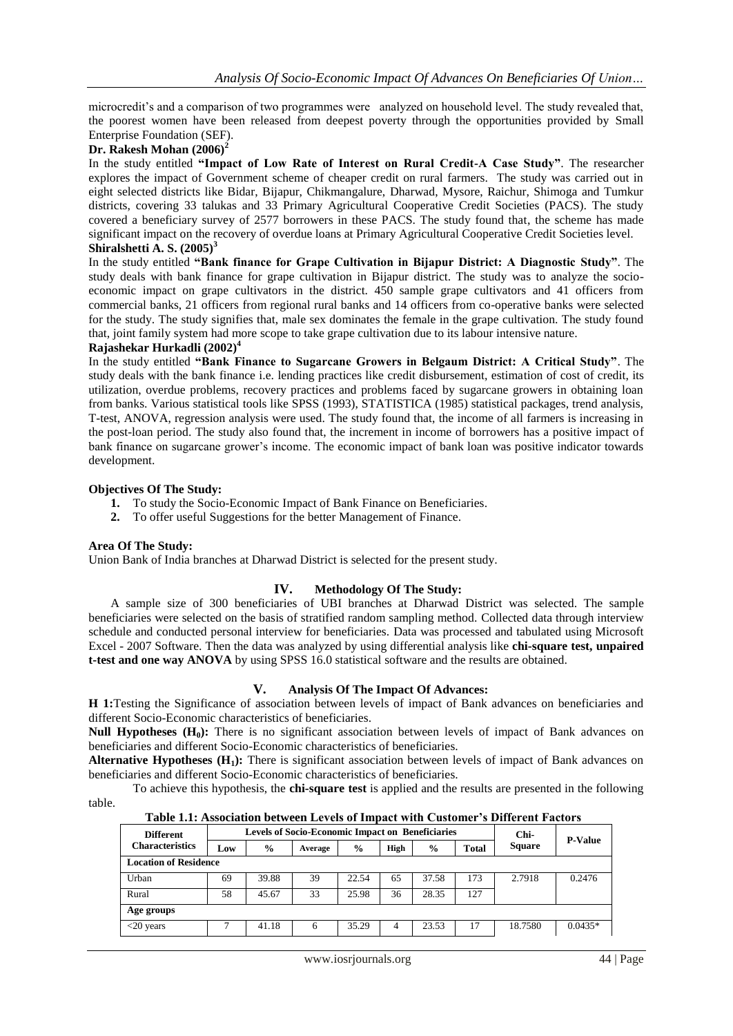microcredit's and a comparison of two programmes were analyzed on household level. The study revealed that, the poorest women have been released from deepest poverty through the opportunities provided by Small Enterprise Foundation (SEF).

**Dr. Rakesh Mohan (2006)[2]**

In the study entitled **"Impact of Low Rate of Interest on Rural Credit-A Case Study"**. The researcher explores the impact of Government scheme of cheaper credit on rural farmers. The study was carried out in eight selected districts like Bidar, Bijapur, Chikmangalure, Dharwad, Mysore, Raichur, Shimoga and Tumkur districts, covering 33 talukas and 33 Primary Agricultural Cooperative Credit Societies (PACS). The study covered a beneficiary survey of 2577 borrowers in these PACS. The study found that, the scheme has made significant impact on the recovery of overdue loans at Primary Agricultural Cooperative Credit Societies level.

**Shiralshetti A. S. (2005)[3]**

In the study entitled **"Bank finance for Grape Cultivation in Bijapur District: A Diagnostic Study"**. The study deals with bank finance for grape cultivation in Bijapur district. The study was to analyze the socio-economic impact on grape cultivators in the district. 450 sample grape cultivators and 41 officers from commercial banks, 21 officers from regional rural banks and 14 officers from co-operative banks were selected for the study. The study signifies that, male sex dominates the female in the grape cultivation. The study found that, joint family system had more scope to take grape cultivation due to its labour intensive nature.

**Rajashekar Hurkadli (2002)[4]**

In the study entitled **"Bank Finance to Sugarcane Growers in Belgaum District: A Critical Study"**. The study deals with the bank finance i.e. lending practices like credit disbursement, estimation of cost of credit, its utilization, overdue problems, recovery practices and problems faced by sugarcane growers in obtaining loan from banks. Various statistical tools like SPSS (1993), STATISTICA (1985) statistical packages, trend analysis, T-test, ANOVA, regression analysis were used. The study found that, the income of all farmers is increasing in the post-loan period. The study also found that, the increment in income of borrowers has a positive impact of bank finance on sugarcane grower's income. The economic impact of bank loan was positive indicator towards development.

**Objectives Of The Study:**

1. To study the Socio-Economic Impact of Bank Finance on Beneficiaries.
2. To offer useful Suggestions for the better Management of Finance.

**Area Of The Study:**

Union Bank of India branches at Dharwad District is selected for the present study.

## IV. Methodology Of The Study:

A sample size of 300 beneficiaries of UBI branches at Dharwad District was selected. The sample beneficiaries were selected on the basis of stratified random sampling method. Collected data through interview schedule and conducted personal interview for beneficiaries. Data was processed and tabulated using Microsoft Excel - 2007 Software. Then the data was analyzed by using differential analysis like **chi-square test, unpaired t-test and one way ANOVA** by using SPSS 16.0 statistical software and the results are obtained.

## V. Analysis Of The Impact Of Advances:

**H 1:** Testing the Significance of association between levels of impact of Bank advances on beneficiaries and different Socio-Economic characteristics of beneficiaries.

**Null Hypotheses ($H_0$):** There is no significant association between levels of impact of Bank advances on beneficiaries and different Socio-Economic characteristics of beneficiaries.

**Alternative Hypotheses ($H_1$):** There is significant association between levels of impact of Bank advances on beneficiaries and different Socio-Economic characteristics of beneficiaries.

To achieve this hypothesis, the **chi-square test** is applied and the results are presented in the following table.

**Table 1.1: Association between Levels of Impact with Customer's Different Factors**

| Different Characteristics | Levels of Socio-Economic Impact on Beneficiaries | | | | | | | Chi-Square | P-Value |
|---|---|---|---|---|---|---|---|---|---|
| | Low | % | Average | % | High | % | Total | | |
| **Location of Residence** | | | | | | | | | |
| Urban | 69 | 39.88 | 39 | 22.54 | 65 | 37.58 | 173 | 2.7918 | 0.2476 |
| Rural | 58 | 45.67 | 33 | 25.98 | 36 | 28.35 | 127 | | |
| **Age groups** | | | | | | | | | |
| <20 years | 7 | 41.18 | 6 | 35.29 | 4 | 23.53 | 17 | 18.7580 | 0.0435* |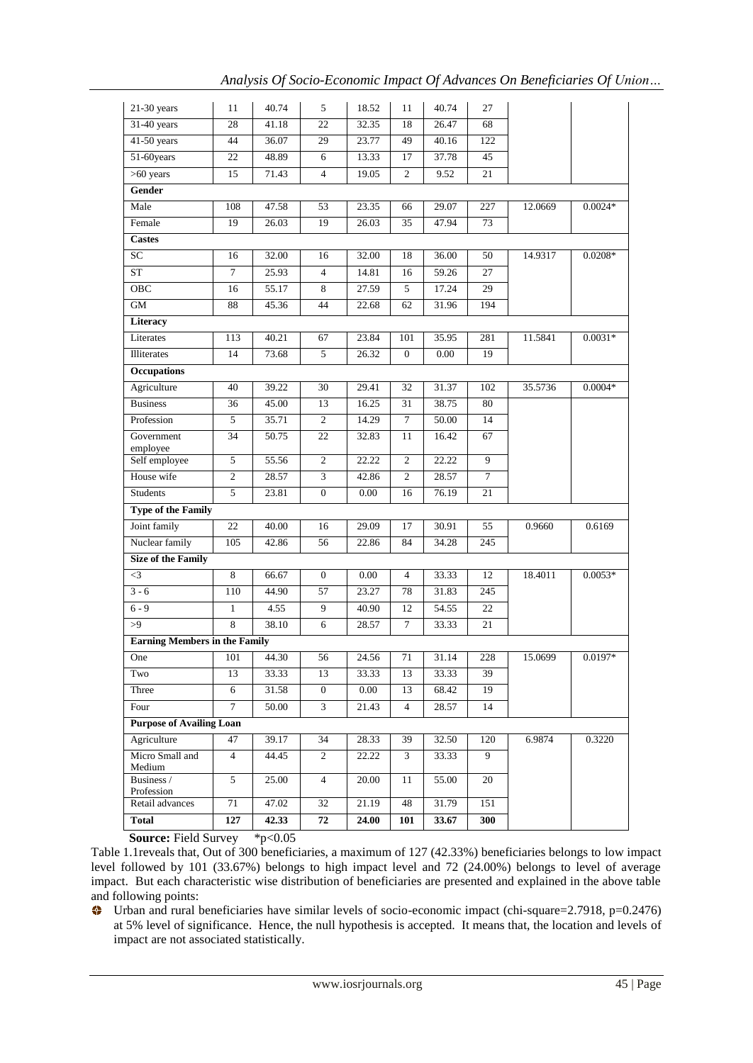| | | | | | | | | | |
|---|---|---|---|---|---|---|---|---|---|
| 21-30 years | 11 | 40.74 | 5 | 18.52 | 11 | 40.74 | 27 | | |
| 31-40 years | 28 | 41.18 | 22 | 32.35 | 18 | 26.47 | 68 | | |
| 41-50 years | 44 | 36.07 | 29 | 23.77 | 49 | 40.16 | 122 | | |
| 51-60years | 22 | 48.89 | 6 | 13.33 | 17 | 37.78 | 45 | | |
| >60 years | 15 | 71.43 | 4 | 19.05 | 2 | 9.52 | 21 | | |
| **Gender** | | | | | | | | | |
| Male | 108 | 47.58 | 53 | 23.35 | 66 | 29.07 | 227 | 12.0669 | 0.0024* |
| Female | 19 | 26.03 | 19 | 26.03 | 35 | 47.94 | 73 | | |
| **Castes** | | | | | | | | | |
| SC | 16 | 32.00 | 16 | 32.00 | 18 | 36.00 | 50 | 14.9317 | 0.0208* |
| ST | 7 | 25.93 | 4 | 14.81 | 16 | 59.26 | 27 | | |
| OBC | 16 | 55.17 | 8 | 27.59 | 5 | 17.24 | 29 | | |
| GM | 88 | 45.36 | 44 | 22.68 | 62 | 31.96 | 194 | | |
| **Literacy** | | | | | | | | | |
| Literates | 113 | 40.21 | 67 | 23.84 | 101 | 35.95 | 281 | 11.5841 | 0.0031* |
| Illiterates | 14 | 73.68 | 5 | 26.32 | 0 | 0.00 | 19 | | |
| **Occupations** | | | | | | | | | |
| Agriculture | 40 | 39.22 | 30 | 29.41 | 32 | 31.37 | 102 | 35.5736 | 0.0004* |
| Business | 36 | 45.00 | 13 | 16.25 | 31 | 38.75 | 80 | | |
| Profession | 5 | 35.71 | 2 | 14.29 | 7 | 50.00 | 14 | | |
| Government employee | 34 | 50.75 | 22 | 32.83 | 11 | 16.42 | 67 | | |
| Self employee | 5 | 55.56 | 2 | 22.22 | 2 | 22.22 | 9 | | |
| House wife | 2 | 28.57 | 3 | 42.86 | 2 | 28.57 | 7 | | |
| Students | 5 | 23.81 | 0 | 0.00 | 16 | 76.19 | 21 | | |
| **Type of the Family** | | | | | | | | | |
| Joint family | 22 | 40.00 | 16 | 29.09 | 17 | 30.91 | 55 | 0.9660 | 0.6169 |
| Nuclear family | 105 | 42.86 | 56 | 22.86 | 84 | 34.28 | 245 | | |
| **Size of the Family** | | | | | | | | | |
| <3 | 8 | 66.67 | 0 | 0.00 | 4 | 33.33 | 12 | 18.4011 | 0.0053* |
| 3 - 6 | 110 | 44.90 | 57 | 23.27 | 78 | 31.83 | 245 | | |
| 6 - 9 | 1 | 4.55 | 9 | 40.90 | 12 | 54.55 | 22 | | |
| >9 | 8 | 38.10 | 6 | 28.57 | 7 | 33.33 | 21 | | |
| **Earning Members in the Family** | | | | | | | | | |
| One | 101 | 44.30 | 56 | 24.56 | 71 | 31.14 | 228 | 15.0699 | 0.0197* |
| Two | 13 | 33.33 | 13 | 33.33 | 13 | 33.33 | 39 | | |
| Three | 6 | 31.58 | 0 | 0.00 | 13 | 68.42 | 19 | | |
| Four | 7 | 50.00 | 3 | 21.43 | 4 | 28.57 | 14 | | |
| **Purpose of Availing Loan** | | | | | | | | | |
| Agriculture | 47 | 39.17 | 34 | 28.33 | 39 | 32.50 | 120 | 6.9874 | 0.3220 |
| Micro Small and Medium | 4 | 44.45 | 2 | 22.22 | 3 | 33.33 | 9 | | |
| Business / Profession | 5 | 25.00 | 4 | 20.00 | 11 | 55.00 | 20 | | |
| Retail advances | 71 | 47.02 | 32 | 21.19 | 48 | 31.79 | 151 | | |
| **Total** | **127** | **42.33** | **72** | **24.00** | **101** | **33.67** | **300** | | |

**Source:** Field Survey \*$p<0.05$

Table 1.1reveals that, Out of 300 beneficiaries, a maximum of 127 (42.33%) beneficiaries belongs to low impact level followed by 101 (33.67%) belongs to high impact level and 72 (24.00%) belongs to level of average impact. But each characteristic wise distribution of beneficiaries are presented and explained in the above table and following points:

- Urban and rural beneficiaries have similar levels of socio-economic impact (chi-square=2.7918, p=0.2476) at 5% level of significance. Hence, the null hypothesis is accepted. It means that, the location and levels of impact are not associated statistically.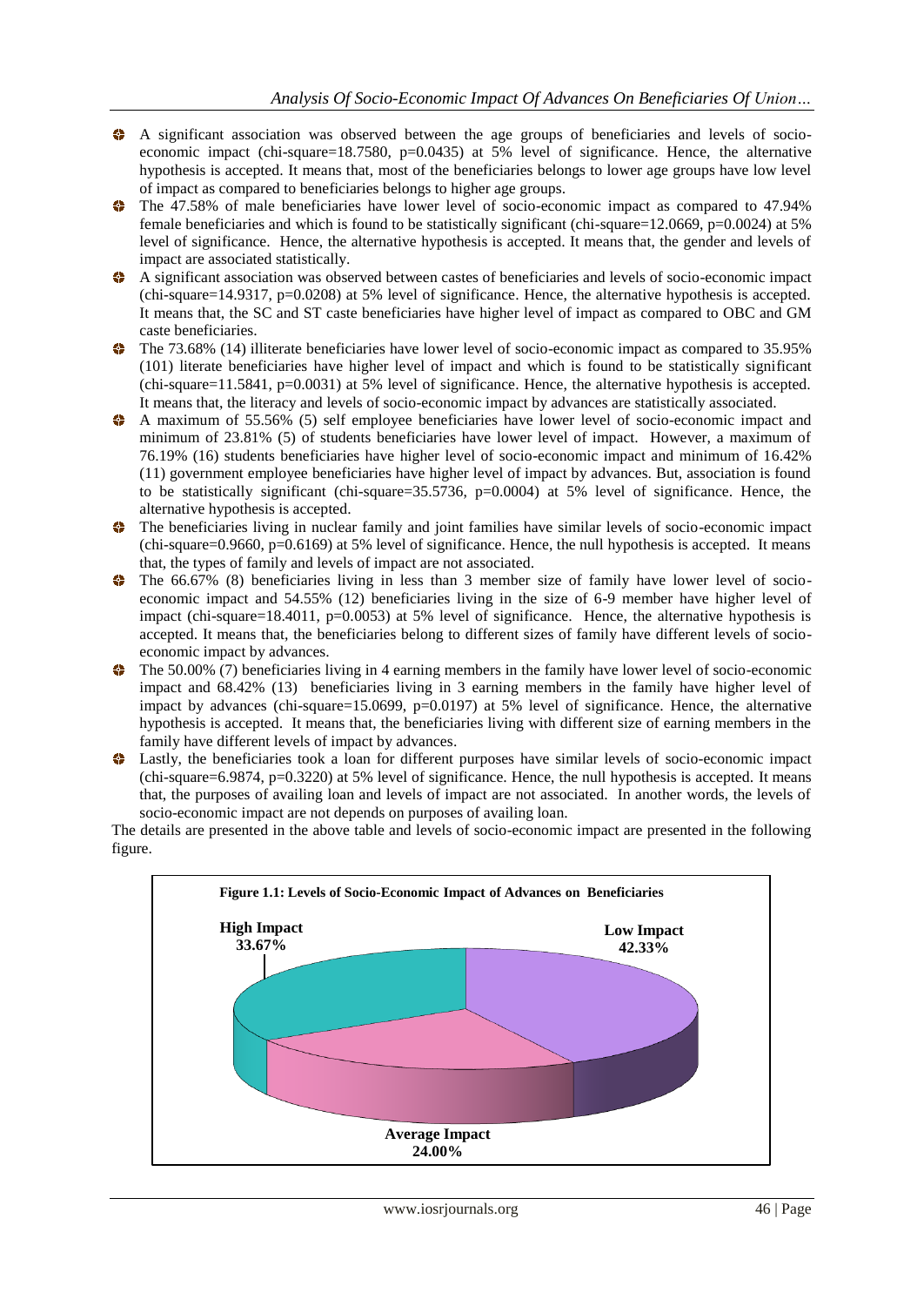- A significant association was observed between the age groups of beneficiaries and levels of socio-economic impact (chi-square=18.7580, p=0.0435) at 5% level of significance. Hence, the alternative hypothesis is accepted. It means that, most of the beneficiaries belongs to lower age groups have low level of impact as compared to beneficiaries belongs to higher age groups.
- The 47.58% of male beneficiaries have lower level of socio-economic impact as compared to 47.94% female beneficiaries and which is found to be statistically significant (chi-square=12.0669, p=0.0024) at 5% level of significance. Hence, the alternative hypothesis is accepted. It means that, the gender and levels of impact are associated statistically.
- A significant association was observed between castes of beneficiaries and levels of socio-economic impact (chi-square=14.9317, p=0.0208) at 5% level of significance. Hence, the alternative hypothesis is accepted. It means that, the SC and ST caste beneficiaries have higher level of impact as compared to OBC and GM caste beneficiaries.
- The 73.68% (14) illiterate beneficiaries have lower level of socio-economic impact as compared to 35.95% (101) literate beneficiaries have higher level of impact and which is found to be statistically significant (chi-square=11.5841, p=0.0031) at 5% level of significance. Hence, the alternative hypothesis is accepted. It means that, the literacy and levels of socio-economic impact by advances are statistically associated.
- A maximum of 55.56% (5) self employee beneficiaries have lower level of socio-economic impact and minimum of 23.81% (5) of students beneficiaries have lower level of impact. However, a maximum of 76.19% (16) students beneficiaries have higher level of socio-economic impact and minimum of 16.42% (11) government employee beneficiaries have higher level of impact by advances. But, association is found to be statistically significant (chi-square=35.5736, p=0.0004) at 5% level of significance. Hence, the alternative hypothesis is accepted.
- The beneficiaries living in nuclear family and joint families have similar levels of socio-economic impact (chi-square=0.9660, p=0.6169) at 5% level of significance. Hence, the null hypothesis is accepted. It means that, the types of family and levels of impact are not associated.
- The 66.67% (8) beneficiaries living in less than 3 member size of family have lower level of socio-economic impact and 54.55% (12) beneficiaries living in the size of 6-9 member have higher level of impact (chi-square=18.4011, p=0.0053) at 5% level of significance. Hence, the alternative hypothesis is accepted. It means that, the beneficiaries belong to different sizes of family have different levels of socio-economic impact by advances.
- The 50.00% (7) beneficiaries living in 4 earning members in the family have lower level of socio-economic impact and 68.42% (13) beneficiaries living in 3 earning members in the family have higher level of impact by advances (chi-square=15.0699, p=0.0197) at 5% level of significance. Hence, the alternative hypothesis is accepted. It means that, the beneficiaries living with different size of earning members in the family have different levels of impact by advances.
- Lastly, the beneficiaries took a loan for different purposes have similar levels of socio-economic impact (chi-square=6.9874, p=0.3220) at 5% level of significance. Hence, the null hypothesis is accepted. It means that, the purposes of availing loan and levels of impact are not associated. In another words, the levels of socio-economic impact are not depends on purposes of availing loan.

The details are presented in the above table and levels of socio-economic impact are presented in the following figure.

**Figure 1.1: Levels of Socio-Economic Impact of Advances on Beneficiaries**

High Impact 33.67%

Low Impact 42.33%

Average Impact 24.00%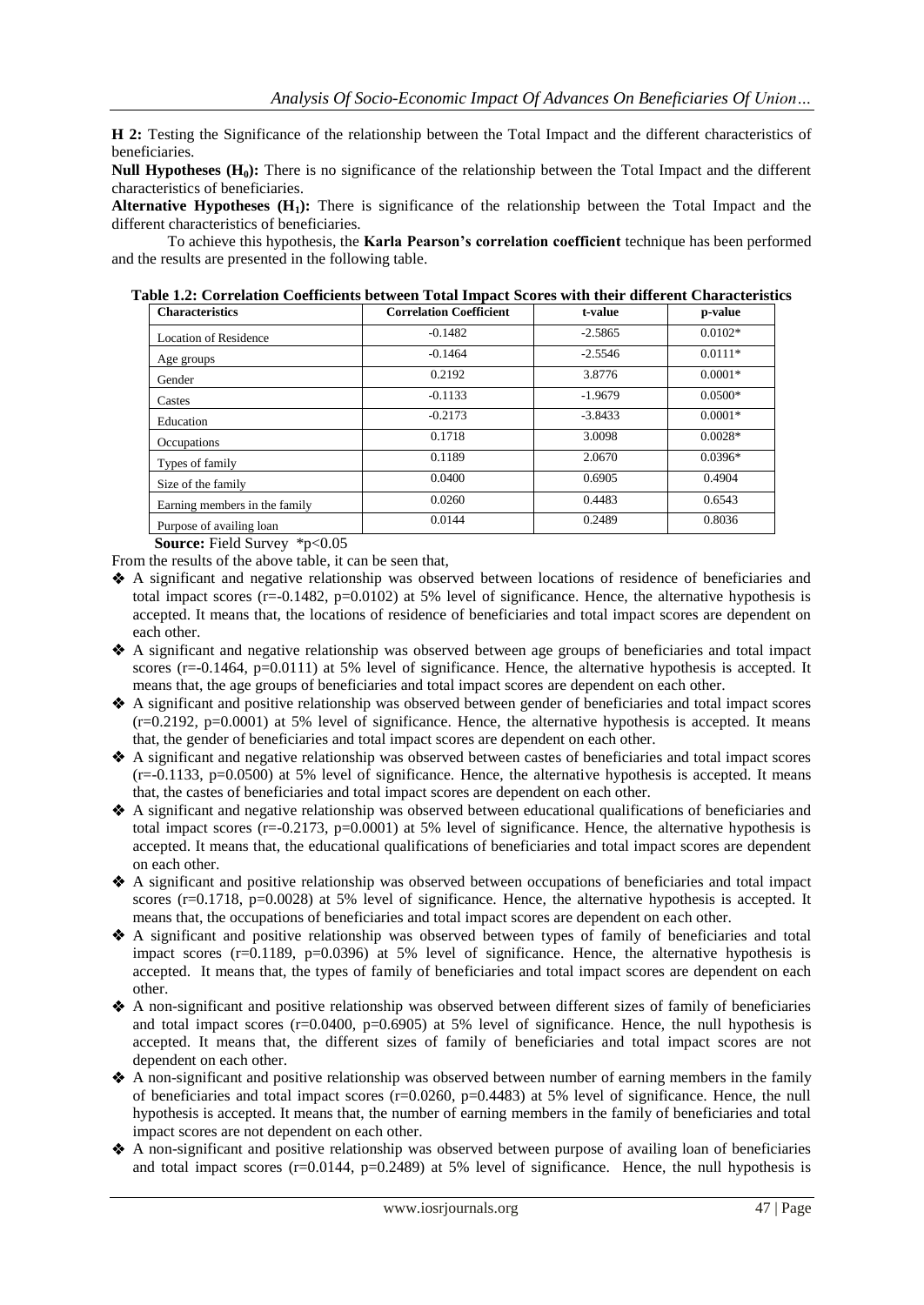**H 2:** Testing the Significance of the relationship between the Total Impact and the different characteristics of beneficiaries.

**Null Hypotheses ($H_0$):** There is no significance of the relationship between the Total Impact and the different characteristics of beneficiaries.

**Alternative Hypotheses ($H_1$):** There is significance of the relationship between the Total Impact and the different characteristics of beneficiaries.

To achieve this hypothesis, the **Karla Pearson's correlation coefficient** technique has been performed and the results are presented in the following table.

**Table 1.2: Correlation Coefficients between Total Impact Scores with their different Characteristics**

| Characteristics | Correlation Coefficient | t-value | p-value |
|---|---|---|---|
| Location of Residence | -0.1482 | -2.5865 | 0.0102* |
| Age groups | -0.1464 | -2.5546 | 0.0111* |
| Gender | 0.2192 | 3.8776 | 0.0001* |
| Castes | -0.1133 | -1.9679 | 0.0500* |
| Education | -0.2173 | -3.8433 | 0.0001* |
| Occupations | 0.1718 | 3.0098 | 0.0028* |
| Types of family | 0.1189 | 2.0670 | 0.0396* |
| Size of the family | 0.0400 | 0.6905 | 0.4904 |
| Earning members in the family | 0.0260 | 0.4483 | 0.6543 |
| Purpose of availing loan | 0.0144 | 0.2489 | 0.8036 |

**Source:** Field Survey *p<0.05

From the results of the above table, it can be seen that,

- A significant and negative relationship was observed between locations of residence of beneficiaries and total impact scores (r=-0.1482, p=0.0102) at 5% level of significance. Hence, the alternative hypothesis is accepted. It means that, the locations of residence of beneficiaries and total impact scores are dependent on each other.
- A significant and negative relationship was observed between age groups of beneficiaries and total impact scores (r=-0.1464, p=0.0111) at 5% level of significance. Hence, the alternative hypothesis is accepted. It means that, the age groups of beneficiaries and total impact scores are dependent on each other.
- A significant and positive relationship was observed between gender of beneficiaries and total impact scores (r=0.2192, p=0.0001) at 5% level of significance. Hence, the alternative hypothesis is accepted. It means that, the gender of beneficiaries and total impact scores are dependent on each other.
- A significant and negative relationship was observed between castes of beneficiaries and total impact scores (r=-0.1133, p=0.0500) at 5% level of significance. Hence, the alternative hypothesis is accepted. It means that, the castes of beneficiaries and total impact scores are dependent on each other.
- A significant and negative relationship was observed between educational qualifications of beneficiaries and total impact scores (r=-0.2173, p=0.0001) at 5% level of significance. Hence, the alternative hypothesis is accepted. It means that, the educational qualifications of beneficiaries and total impact scores are dependent on each other.
- A significant and positive relationship was observed between occupations of beneficiaries and total impact scores (r=0.1718, p=0.0028) at 5% level of significance. Hence, the alternative hypothesis is accepted. It means that, the occupations of beneficiaries and total impact scores are dependent on each other.
- A significant and positive relationship was observed between types of family of beneficiaries and total impact scores (r=0.1189, p=0.0396) at 5% level of significance. Hence, the alternative hypothesis is accepted. It means that, the types of family of beneficiaries and total impact scores are dependent on each other.
- A non-significant and positive relationship was observed between different sizes of family of beneficiaries and total impact scores (r=0.0400, p=0.6905) at 5% level of significance. Hence, the null hypothesis is accepted. It means that, the different sizes of family of beneficiaries and total impact scores are not dependent on each other.
- A non-significant and positive relationship was observed between number of earning members in the family of beneficiaries and total impact scores (r=0.0260, p=0.4483) at 5% level of significance. Hence, the null hypothesis is accepted. It means that, the number of earning members in the family of beneficiaries and total impact scores are not dependent on each other.
- A non-significant and positive relationship was observed between purpose of availing loan of beneficiaries and total impact scores (r=0.0144, p=0.2489) at 5% level of significance. Hence, the null hypothesis is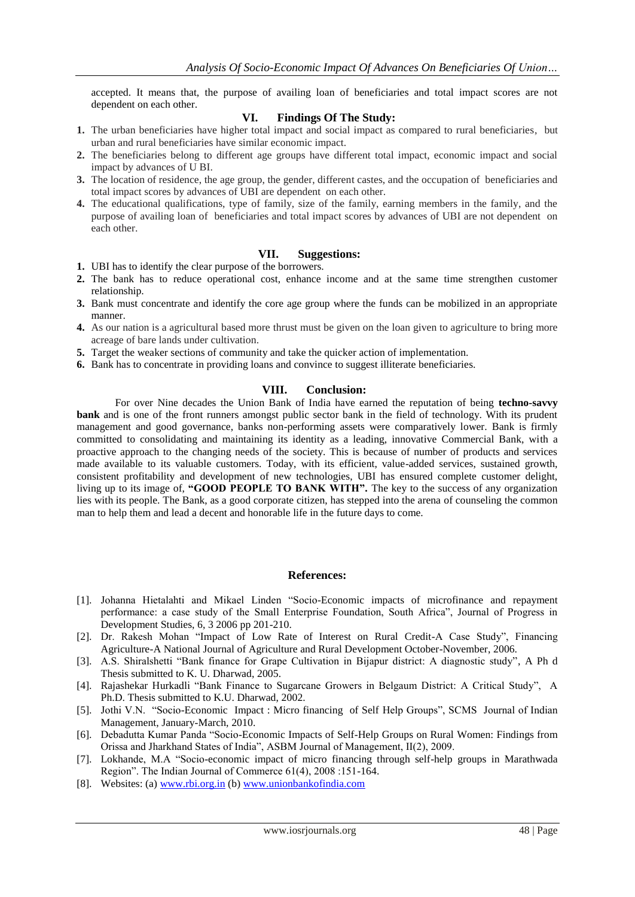accepted. It means that, the purpose of availing loan of beneficiaries and total impact scores are not dependent on each other.

## VI. Findings Of The Study:

1. The urban beneficiaries have higher total impact and social impact as compared to rural beneficiaries, but urban and rural beneficiaries have similar economic impact.
2. The beneficiaries belong to different age groups have different total impact, economic impact and social impact by advances of U BI.
3. The location of residence, the age group, the gender, different castes, and the occupation of beneficiaries and total impact scores by advances of UBI are dependent on each other.
4. The educational qualifications, type of family, size of the family, earning members in the family, and the purpose of availing loan of beneficiaries and total impact scores by advances of UBI are not dependent on each other.

## VII. Suggestions:

1. UBI has to identify the clear purpose of the borrowers.
2. The bank has to reduce operational cost, enhance income and at the same time strengthen customer relationship.
3. Bank must concentrate and identify the core age group where the funds can be mobilized in an appropriate manner.
4. As our nation is a agricultural based more thrust must be given on the loan given to agriculture to bring more acreage of bare lands under cultivation.
5. Target the weaker sections of community and take the quicker action of implementation.
6. Bank has to concentrate in providing loans and convince to suggest illiterate beneficiaries.

## VIII. Conclusion:

For over Nine decades the Union Bank of India have earned the reputation of being **techno-savvy bank** and is one of the front runners amongst public sector bank in the field of technology. With its prudent management and good governance, banks non-performing assets were comparatively lower. Bank is firmly committed to consolidating and maintaining its identity as a leading, innovative Commercial Bank, with a proactive approach to the changing needs of the society. This is because of number of products and services made available to its valuable customers. Today, with its efficient, value-added services, sustained growth, consistent profitability and development of new technologies, UBI has ensured complete customer delight, living up to its image of, **"GOOD PEOPLE TO BANK WITH".** The key to the success of any organization lies with its people. The Bank, as a good corporate citizen, has stepped into the arena of counseling the common man to help them and lead a decent and honorable life in the future days to come.

## References:

[1]. Johanna Hietalahti and Mikael Linden "Socio-Economic impacts of microfinance and repayment performance: a case study of the Small Enterprise Foundation, South Africa", Journal of Progress in Development Studies, 6, 3 2006 pp 201-210.

[2]. Dr. Rakesh Mohan "Impact of Low Rate of Interest on Rural Credit-A Case Study", Financing Agriculture-A National Journal of Agriculture and Rural Development October-November, 2006.

[3]. A.S. Shiralshetti "Bank finance for Grape Cultivation in Bijapur district: A diagnostic study", A Ph d Thesis submitted to K. U. Dharwad, 2005.

[4]. Rajashekar Hurkadli "Bank Finance to Sugarcane Growers in Belgaum District: A Critical Study", A Ph.D. Thesis submitted to K.U. Dharwad, 2002.

[5]. Jothi V.N. "Socio-Economic Impact : Micro financing of Self Help Groups", SCMS Journal of Indian Management, January-March, 2010.

[6]. Debadutta Kumar Panda "Socio-Economic Impacts of Self-Help Groups on Rural Women: Findings from Orissa and Jharkhand States of India", ASBM Journal of Management, II(2), 2009.

[7]. Lokhande, M.A "Socio-economic impact of micro financing through self-help groups in Marathwada Region". The Indian Journal of Commerce 61(4), 2008 :151-164.

[8]. Websites: (a) www.rbi.org.in (b) www.unionbankofindia.com